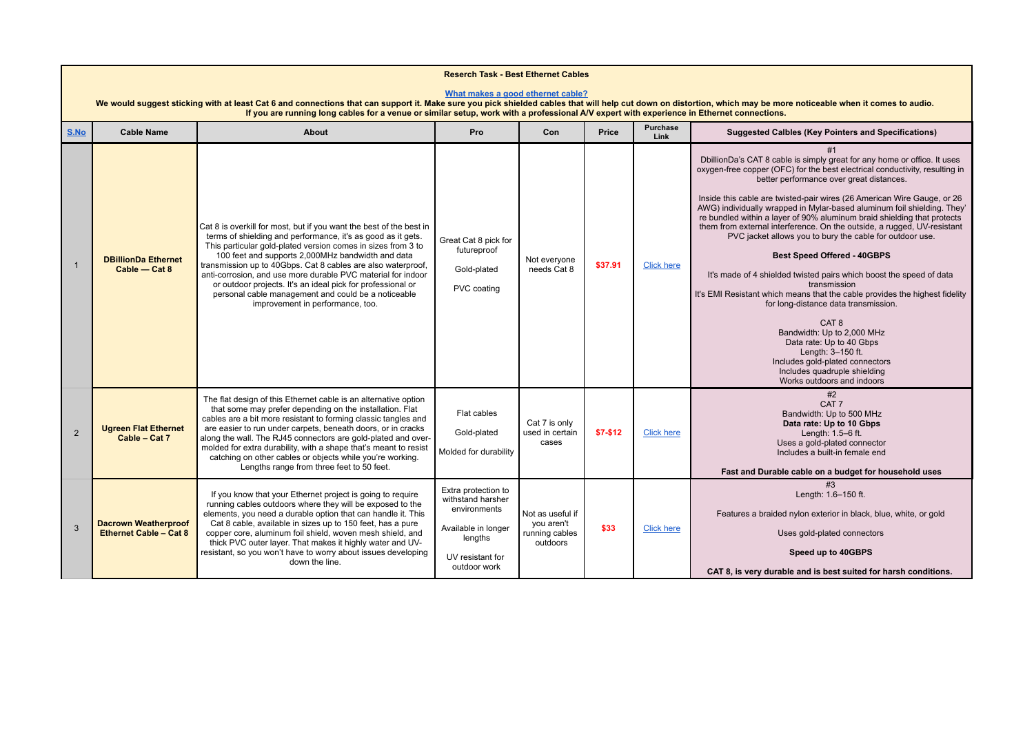**Reserch Task - Best Ethernet Cables**

[What makes a good ethernet cable?](#)

**We would suggest sticking with at least Cat 6 and connections that can support it. Make sure you pick shielded cables that will help cut down on distortion, which may be more noticeable when it comes to audio. If you are running long cables for a venue or similar setup, work with a professional A/V expert with experience in Ethernet connections.**

| S.No | Cable Name | About | Pro | Con | Price | Purchase Link | Suggested Calbles (Key Pointers and Specifications) |
|---|---|---|---|---|---|---|---|
| 1 | **DBillionDa Ethernet Cable — Cat 8** | Cat 8 is overkill for most, but if you want the best of the best in terms of shielding and performance, it's as good as it gets. This particular gold-plated version comes in sizes from 3 to 100 feet and supports 2,000MHz bandwidth and data transmission up to 40Gbps. Cat 8 cables are also waterproof, anti-corrosion, and use more durable PVC material for indoor or outdoor projects. It's an ideal pick for professional or personal cable management and could be a noticeable improvement in performance, too. | Great Cat 8 pick for futureproof<br><br>Gold-plated<br><br>PVC coating | Not everyone needs Cat 8 | **$37.91** | [Click here](#) | #1<br>DbillionDa's CAT 8 cable is simply great for any home or office. It uses oxygen-free copper (OFC) for the best electrical conductivity, resulting in better performance over great distances.<br><br>Inside this cable are twisted-pair wires (26 American Wire Gauge, or 26 AWG) individually wrapped in Mylar-based aluminum foil shielding. They're bundled within a layer of 90% aluminum braid shielding that protects them from external interference. On the outside, a rugged, UV-resistant PVC jacket allows you to bury the cable for outdoor use.<br><br>**Best Speed Offered - 40GBPS**<br><br>It's made of 4 shielded twisted pairs which boost the speed of data transmission<br>It's EMI Resistant which means that the cable provides the highest fidelity for long-distance data transmission.<br><br>CAT 8<br>Bandwidth: Up to 2,000 MHz<br>Data rate: Up to 40 Gbps<br>Length: 3–150 ft.<br>Includes gold-plated connectors<br>Includes quadruple shielding<br>Works outdoors and indoors |
| 2 | **Ugreen Flat Ethernet Cable – Cat 7** | The flat design of this Ethernet cable is an alternative option that some may prefer depending on the installation. Flat cables are a bit more resistant to forming classic tangles and are easier to run under carpets, beneath doors, or in cracks along the wall. The RJ45 connectors are gold-plated and over-molded for extra durability, with a shape that's meant to resist catching on other cables or objects while you're working. Lengths range from three feet to 50 feet. | Flat cables<br><br>Gold-plated<br><br>Molded for durability | Cat 7 is only used in certain cases | **$7-$12** | [Click here](#) | #2<br>CAT 7<br>Bandwidth: Up to 500 MHz<br>**Data rate: Up to 10 Gbps**<br>Length: 1.5–6 ft.<br>Uses a gold-plated connector<br>Includes a built-in female end<br><br>**Fast and Durable cable on a budget for household uses** |
| 3 | **Dacrown Weatherproof Ethernet Cable – Cat 8** | If you know that your Ethernet project is going to require running cables outdoors where they will be exposed to the elements, you need a durable option that can handle it. This Cat 8 cable, available in sizes up to 150 feet, has a pure copper core, aluminum foil shield, woven mesh shield, and thick PVC outer layer. That makes it highly water and UV-resistant, so you won't have to worry about issues developing down the line. | Extra protection to withstand harsher environments<br><br>Available in longer lengths<br><br>UV resistant for outdoor work | Not as useful if you aren't running cables outdoors | **$33** | [Click here](#) | #3<br>Length: 1.6–150 ft.<br><br>Features a braided nylon exterior in black, blue, white, or gold<br><br>Uses gold-plated connectors<br><br>**Speed up to 40GBPS**<br><br>**CAT 8, is very durable and is best suited for harsh conditions.** |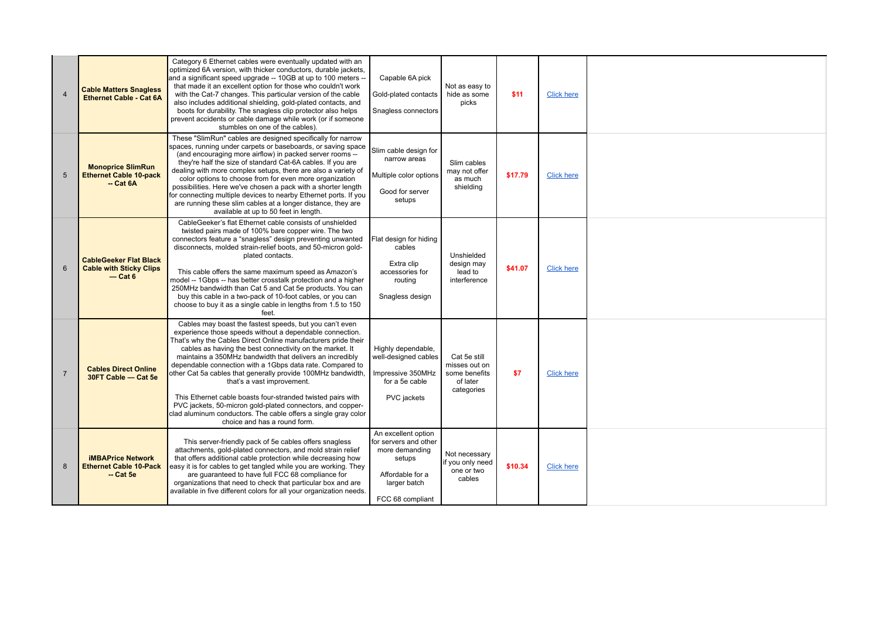| 4 | **Cable Matters Snagless Ethernet Cable - Cat 6A** | Category 6 Ethernet cables were eventually updated with an optimized 6A version, with thicker conductors, durable jackets, and a significant speed upgrade -- 10GB at up to 100 meters -- that made it an excellent option for those who couldn't work with the Cat-7 changes. This particular version of the cable also includes additional shielding, gold-plated contacts, and boots for durability. The snagless clip protector also helps prevent accidents or cable damage while work (or if someone stumbles on one of the cables). | Capable 6A pick<br><br>Gold-plated contacts<br><br>Snagless connectors | Not as easy to hide as some picks | **$11** | Click here | |
|---|---|---|---|---|---|---|---|
| 5 | **Monoprice SlimRun Ethernet Cable 10-pack -- Cat 6A** | These "SlimRun" cables are designed specifically for narrow spaces, running under carpets or baseboards, or saving space (and encouraging more airflow) in packed server rooms -- they're half the size of standard Cat-6A cables. If you are dealing with more complex setups, there are also a variety of color options to choose from for even more organization possibilities. Here we've chosen a pack with a shorter length for connecting multiple devices to nearby Ethernet ports. If you are running these slim cables at a longer distance, they are available at up to 50 feet in length. | Slim cable design for narrow areas<br><br>Multiple color options<br><br>Good for server setups | Slim cables may not offer as much shielding | **$17.79** | Click here | |
| 6 | **CableGeeker Flat Black Cable with Sticky Clips — Cat 6** | CableGeeker's flat Ethernet cable consists of unshielded twisted pairs made of 100% bare copper wire. The two connectors feature a "snagless" design preventing unwanted disconnects, molded strain-relief boots, and 50-micron gold-plated contacts.<br><br>This cable offers the same maximum speed as Amazon's model -- 1Gbps -- has better crosstalk protection and a higher 250MHz bandwidth than Cat 5 and Cat 5e products. You can buy this cable in a two-pack of 10-foot cables, or you can choose to buy it as a single cable in lengths from 1.5 to 150 feet. | Flat design for hiding cables<br><br>Extra clip accessories for routing<br><br>Snagless design | Unshielded design may lead to interference | **$41.07** | Click here | |
| 7 | **Cables Direct Online 30FT Cable — Cat 5e** | Cables may boast the fastest speeds, but you can't even experience those speeds without a dependable connection. That's why the Cables Direct Online manufacturers pride their cables as having the best connectivity on the market. It maintains a 350MHz bandwidth that delivers an incredibly dependable connection with a 1Gbps data rate. Compared to other Cat 5a cables that generally provide 100MHz bandwidth, that's a vast improvement.<br><br>This Ethernet cable boasts four-stranded twisted pairs with PVC jackets, 50-micron gold-plated connectors, and copper-clad aluminum conductors. The cable offers a single gray color choice and has a round form. | Highly dependable, well-designed cables<br><br>Impressive 350MHz for a 5e cable<br><br>PVC jackets | Cat 5e still misses out on some benefits of later categories | **$7** | Click here | |
| 8 | **iMBAPrice Network Ethernet Cable 10-Pack -- Cat 5e** | This server-friendly pack of 5e cables offers snagless attachments, gold-plated connectors, and mold strain relief that offers additional cable protection while decreasing how easy it is for cables to get tangled while you are working. They are guaranteed to have full FCC 68 compliance for organizations that need to check that particular box and are available in five different colors for all your organization needs. | An excellent option for servers and other more demanding setups<br><br>Affordable for a larger batch<br><br>FCC 68 compliant | Not necessary if you only need one or two cables | **$10.34** | Click here | |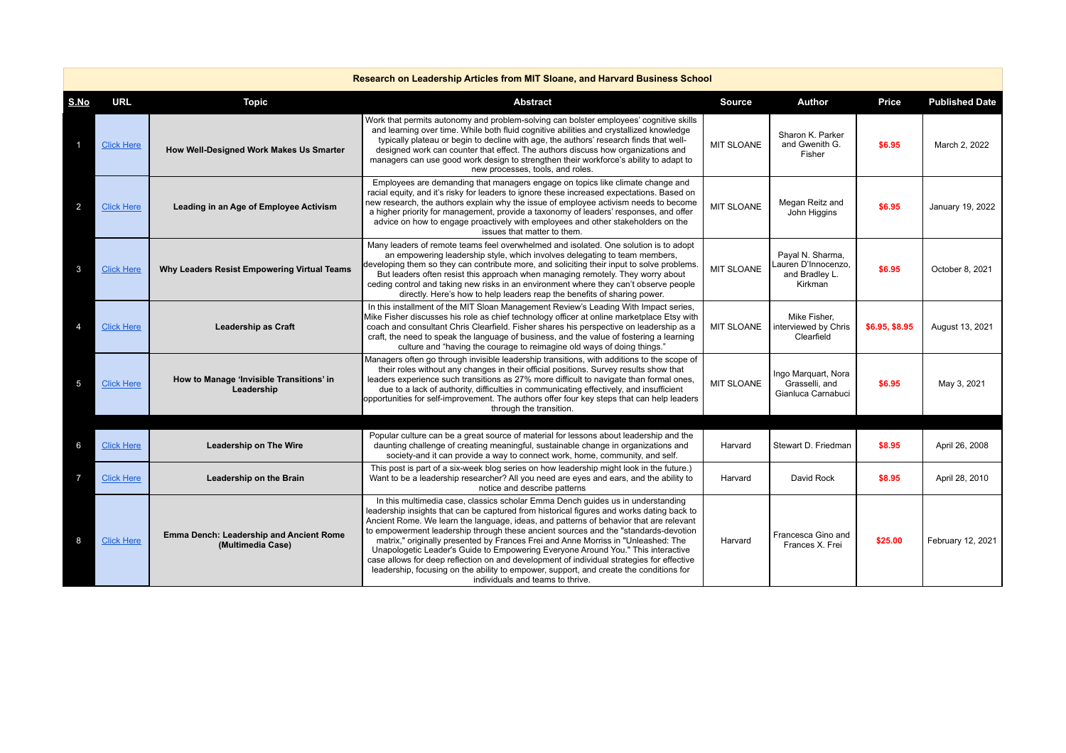| Research on Leadership Articles from MIT Sloane, and Harvard Business School | | | | | | | |
|---|---|---|---|---|---|---|---|
| **S.No** | **URL** | **Topic** | **Abstract** | **Source** | **Author** | **Price** | **Published Date** |
| 1 | Click Here | **How Well-Designed Work Makes Us Smarter** | Work that permits autonomy and problem-solving can bolster employees' cognitive skills and learning over time. While both fluid cognitive abilities and crystallized knowledge typically plateau or begin to decline with age, the authors' research finds that well-designed work can counter that effect. The authors discuss how organizations and managers can use good work design to strengthen their workforce's ability to adapt to new processes, tools, and roles. | MIT SLOANE | Sharon K. Parker and Gwenith G. Fisher | $6.95 | March 2, 2022 |
| 2 | Click Here | **Leading in an Age of Employee Activism** | Employees are demanding that managers engage on topics like climate change and racial equity, and it's risky for leaders to ignore these increased expectations. Based on new research, the authors explain why the issue of employee activism needs to become a higher priority for management, provide a taxonomy of leaders' responses, and offer advice on how to engage proactively with employees and other stakeholders on the issues that matter to them. | MIT SLOANE | Megan Reitz and John Higgins | $6.95 | January 19, 2022 |
| 3 | Click Here | **Why Leaders Resist Empowering Virtual Teams** | Many leaders of remote teams feel overwhelmed and isolated. One solution is to adopt an empowering leadership style, which involves delegating to team members, developing them so they can contribute more, and soliciting their input to solve problems. But leaders often resist this approach when managing remotely. They worry about ceding control and taking new risks in an environment where they can't observe people directly. Here's how to help leaders reap the benefits of sharing power. | MIT SLOANE | Payal N. Sharma, Lauren D'Innocenzo, and Bradley L. Kirkman | $6.95 | October 8, 2021 |
| 4 | Click Here | **Leadership as Craft** | In this installment of the MIT Sloan Management Review's Leading With Impact series, Mike Fisher discusses his role as chief technology officer at online marketplace Etsy with coach and consultant Chris Clearfield. Fisher shares his perspective on leadership as a craft, the need to speak the language of business, and the value of fostering a learning culture and "having the courage to reimagine old ways of doing things." | MIT SLOANE | Mike Fisher, interviewed by Chris Clearfield | $6.95, $8.95 | August 13, 2021 |
| 5 | Click Here | **How to Manage 'Invisible Transitions' in Leadership** | Managers often go through invisible leadership transitions, with additions to the scope of their roles without any changes in their official positions. Survey results show that leaders experience such transitions as 27% more difficult to navigate than formal ones, due to a lack of authority, difficulties in communicating effectively, and insufficient opportunities for self-improvement. The authors offer four key steps that can help leaders through the transition. | MIT SLOANE | Ingo Marquart, Nora Grasselli, and Gianluca Carnabuci | $6.95 | May 3, 2021 |
| | | | | | | | |
| 6 | Click Here | **Leadership on The Wire** | Popular culture can be a great source of material for lessons about leadership and the daunting challenge of creating meaningful, sustainable change in organizations and society-and it can provide a way to connect work, home, community, and self. | Harvard | Stewart D. Friedman | $8.95 | April 26, 2008 |
| 7 | Click Here | **Leadership on the Brain** | This post is part of a six-week blog series on how leadership might look in the future.) Want to be a leadership researcher? All you need are eyes and ears, and the ability to notice and describe patterns | Harvard | David Rock | $8.95 | April 28, 2010 |
| 8 | Click Here | **Emma Dench: Leadership and Ancient Rome (Multimedia Case)** | In this multimedia case, classics scholar Emma Dench guides us in understanding leadership insights that can be captured from historical figures and works dating back to Ancient Rome. We learn the language, ideas, and patterns of behavior that are relevant to empowerment leadership through these ancient sources and the "standards-devotion matrix," originally presented by Frances Frei and Anne Morriss in "Unleashed: The Unapologetic Leader's Guide to Empowering Everyone Around You." This interactive case allows for deep reflection on and development of individual strategies for effective leadership, focusing on the ability to empower, support, and create the conditions for individuals and teams to thrive. | Harvard | Francesca Gino and Frances X. Frei | $25.00 | February 12, 2021 |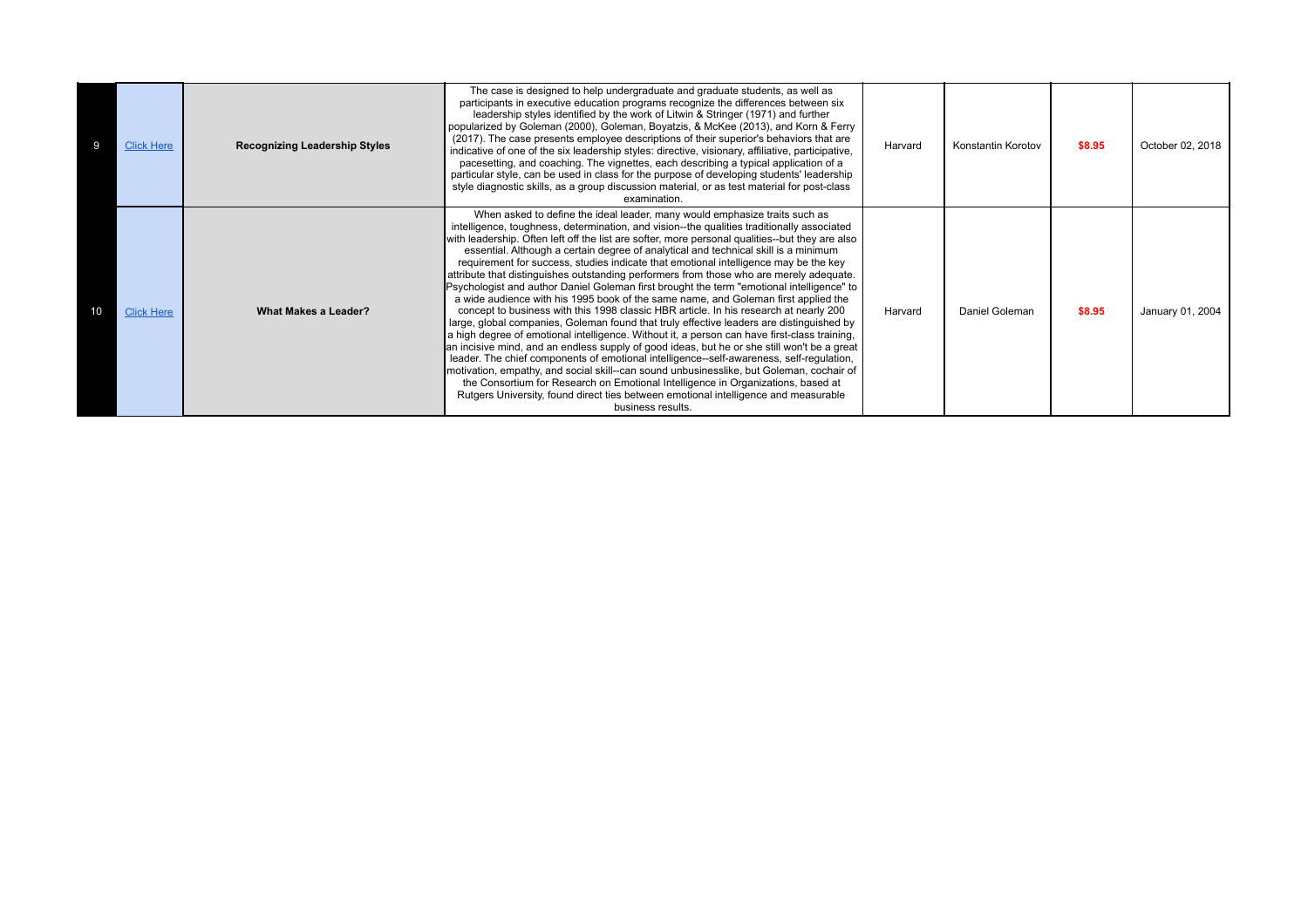| | | | | | | | |
|---|---|---|---|---|---|---|---|
| 9 | Click Here | **Recognizing Leadership Styles** | The case is designed to help undergraduate and graduate students, as well as participants in executive education programs recognize the differences between six leadership styles identified by the work of Litwin & Stringer (1971) and further popularized by Goleman (2000), Goleman, Boyatzis, & McKee (2013), and Korn & Ferry (2017). The case presents employee descriptions of their superior's behaviors that are indicative of one of the six leadership styles: directive, visionary, affiliative, participative, pacesetting, and coaching. The vignettes, each describing a typical application of a particular style, can be used in class for the purpose of developing students' leadership style diagnostic skills, as a group discussion material, or as test material for post-class examination. | Harvard | Konstantin Korotov | **$8.95** | October 02, 2018 |
| 10 | Click Here | **What Makes a Leader?** | When asked to define the ideal leader, many would emphasize traits such as intelligence, toughness, determination, and vision--the qualities traditionally associated with leadership. Often left off the list are softer, more personal qualities--but they are also essential. Although a certain degree of analytical and technical skill is a minimum requirement for success, studies indicate that emotional intelligence may be the key attribute that distinguishes outstanding performers from those who are merely adequate. Psychologist and author Daniel Goleman first brought the term "emotional intelligence" to a wide audience with his 1995 book of the same name, and Goleman first applied the concept to business with this 1998 classic HBR article. In his research at nearly 200 large, global companies, Goleman found that truly effective leaders are distinguished by a high degree of emotional intelligence. Without it, a person can have first-class training, an incisive mind, and an endless supply of good ideas, but he or she still won't be a great leader. The chief components of emotional intelligence--self-awareness, self-regulation, motivation, empathy, and social skill--can sound unbusinesslike, but Goleman, cochair of the Consortium for Research on Emotional Intelligence in Organizations, based at Rutgers University, found direct ties between emotional intelligence and measurable business results. | Harvard | Daniel Goleman | **$8.95** | January 01, 2004 |